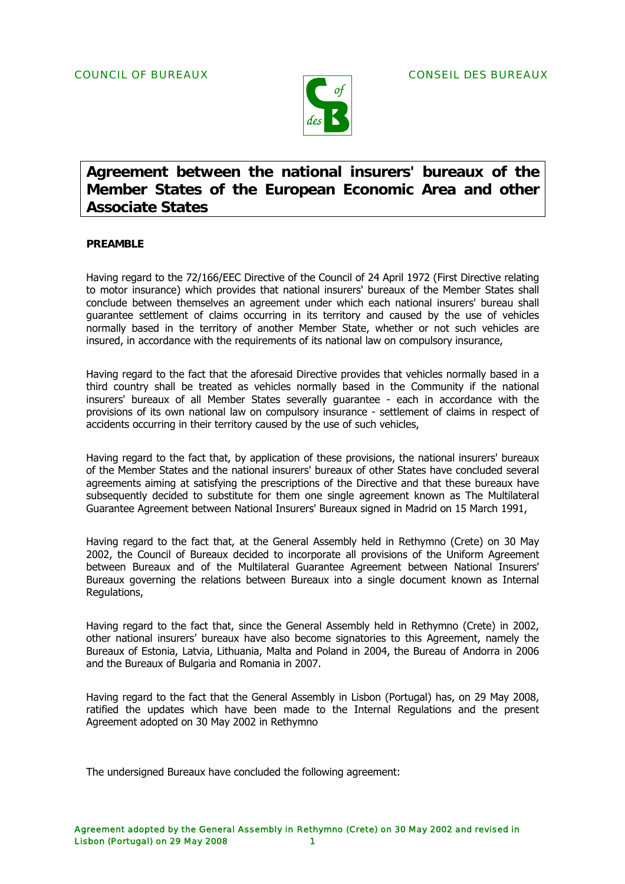COUNCIL OF BUREAUX CONSEIL DES BUREAUX

# Agreement between the national insurers' bureaux of the Member States of the European Economic Area and other Associate States

**PREAMBLE**

Having regard to the 72/166/EEC Directive of the Council of 24 April 1972 (First Directive relating to motor insurance) which provides that national insurers' bureaux of the Member States shall conclude between themselves an agreement under which each national insurers' bureau shall guarantee settlement of claims occurring in its territory and caused by the use of vehicles normally based in the territory of another Member State, whether or not such vehicles are insured, in accordance with the requirements of its national law on compulsory insurance,

Having regard to the fact that the aforesaid Directive provides that vehicles normally based in a third country shall be treated as vehicles normally based in the Community if the national insurers' bureaux of all Member States severally guarantee - each in accordance with the provisions of its own national law on compulsory insurance - settlement of claims in respect of accidents occurring in their territory caused by the use of such vehicles,

Having regard to the fact that, by application of these provisions, the national insurers' bureaux of the Member States and the national insurers' bureaux of other States have concluded several agreements aiming at satisfying the prescriptions of the Directive and that these bureaux have subsequently decided to substitute for them one single agreement known as The Multilateral Guarantee Agreement between National Insurers' Bureaux signed in Madrid on 15 March 1991,

Having regard to the fact that, at the General Assembly held in Rethymno (Crete) on 30 May 2002, the Council of Bureaux decided to incorporate all provisions of the Uniform Agreement between Bureaux and of the Multilateral Guarantee Agreement between National Insurers' Bureaux governing the relations between Bureaux into a single document known as Internal Regulations,

Having regard to the fact that, since the General Assembly held in Rethymno (Crete) in 2002, other national insurers' bureaux have also become signatories to this Agreement, namely the Bureaux of Estonia, Latvia, Lithuania, Malta and Poland in 2004, the Bureau of Andorra in 2006 and the Bureaux of Bulgaria and Romania in 2007.

Having regard to the fact that the General Assembly in Lisbon (Portugal) has, on 29 May 2008, ratified the updates which have been made to the Internal Regulations and the present Agreement adopted on 30 May 2002 in Rethymno

The undersigned Bureaux have concluded the following agreement: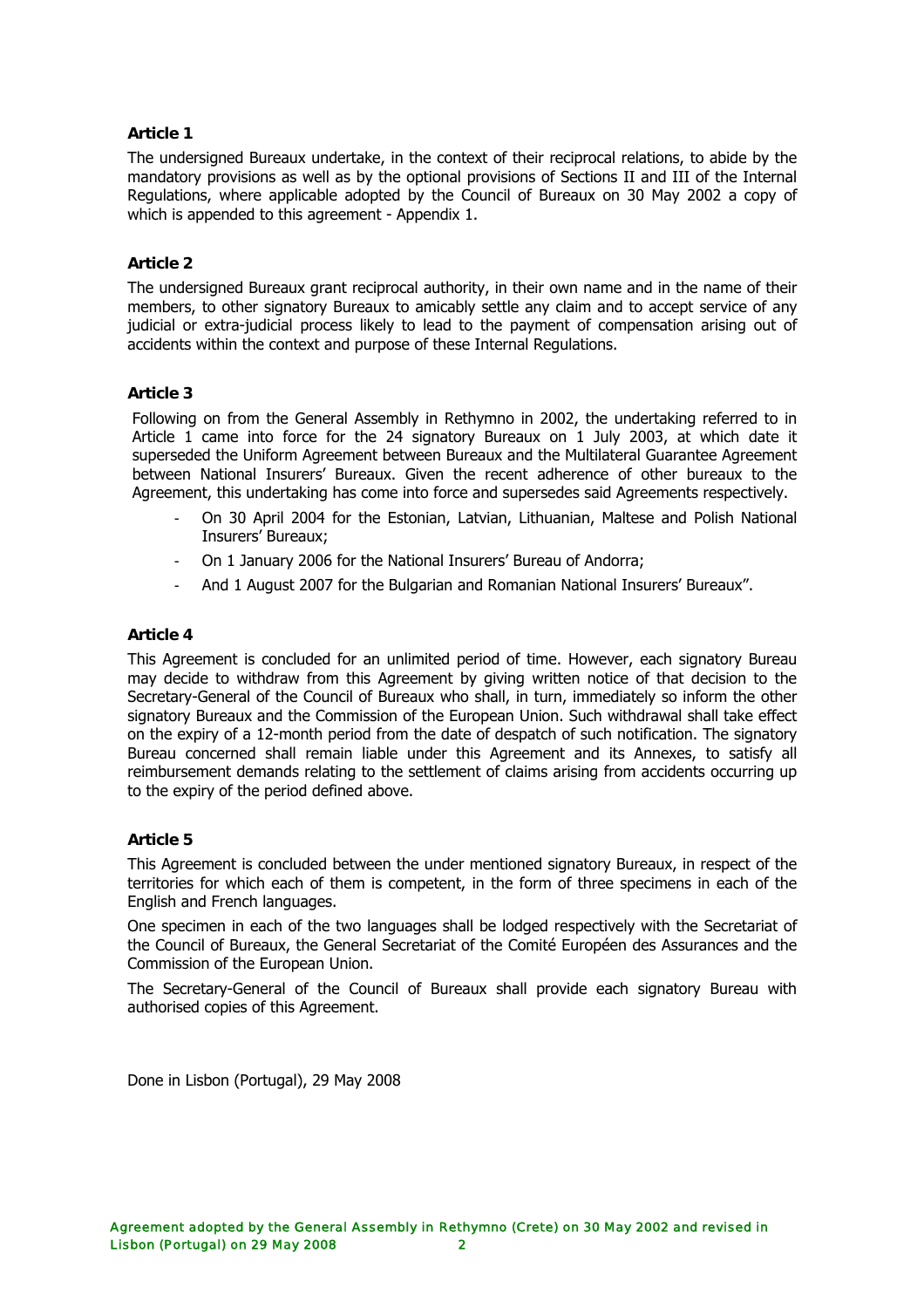**Article 1**

The undersigned Bureaux undertake, in the context of their reciprocal relations, to abide by the mandatory provisions as well as by the optional provisions of Sections II and III of the Internal Regulations, where applicable adopted by the Council of Bureaux on 30 May 2002 a copy of which is appended to this agreement - Appendix 1.

**Article 2**

The undersigned Bureaux grant reciprocal authority, in their own name and in the name of their members, to other signatory Bureaux to amicably settle any claim and to accept service of any judicial or extra-judicial process likely to lead to the payment of compensation arising out of accidents within the context and purpose of these Internal Regulations.

**Article 3**

Following on from the General Assembly in Rethymno in 2002, the undertaking referred to in Article 1 came into force for the 24 signatory Bureaux on 1 July 2003, at which date it superseded the Uniform Agreement between Bureaux and the Multilateral Guarantee Agreement between National Insurers' Bureaux. Given the recent adherence of other bureaux to the Agreement, this undertaking has come into force and supersedes said Agreements respectively.

- On 30 April 2004 for the Estonian, Latvian, Lithuanian, Maltese and Polish National Insurers' Bureaux;
- On 1 January 2006 for the National Insurers' Bureau of Andorra;
- And 1 August 2007 for the Bulgarian and Romanian National Insurers' Bureaux".

**Article 4**

This Agreement is concluded for an unlimited period of time. However, each signatory Bureau may decide to withdraw from this Agreement by giving written notice of that decision to the Secretary-General of the Council of Bureaux who shall, in turn, immediately so inform the other signatory Bureaux and the Commission of the European Union. Such withdrawal shall take effect on the expiry of a 12-month period from the date of despatch of such notification. The signatory Bureau concerned shall remain liable under this Agreement and its Annexes, to satisfy all reimbursement demands relating to the settlement of claims arising from accidents occurring up to the expiry of the period defined above.

**Article 5**

This Agreement is concluded between the under mentioned signatory Bureaux, in respect of the territories for which each of them is competent, in the form of three specimens in each of the English and French languages.

One specimen in each of the two languages shall be lodged respectively with the Secretariat of the Council of Bureaux, the General Secretariat of the Comité Européen des Assurances and the Commission of the European Union.

The Secretary-General of the Council of Bureaux shall provide each signatory Bureau with authorised copies of this Agreement.

Done in Lisbon (Portugal), 29 May 2008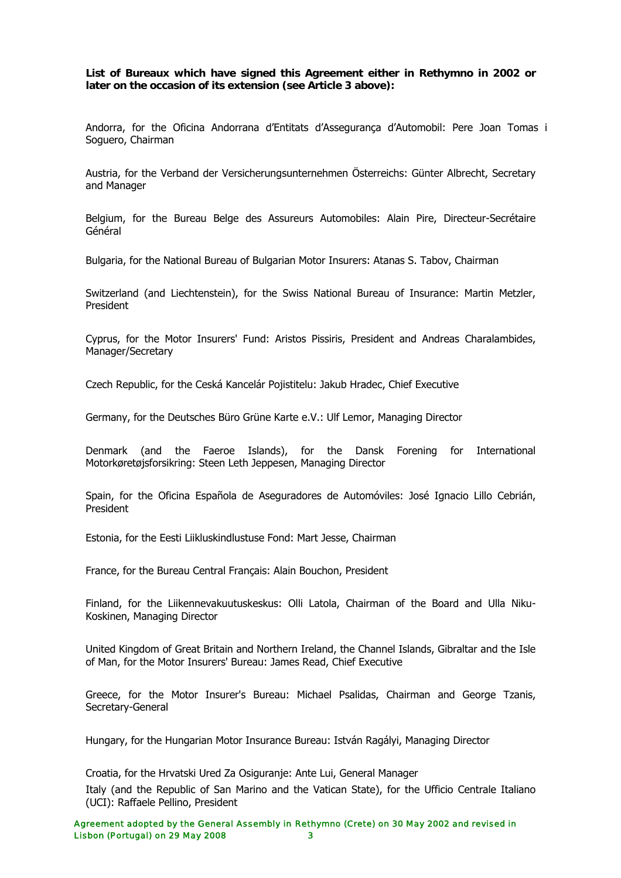**List of Bureaux which have signed this Agreement either in Rethymno in 2002 or later on the occasion of its extension (see Article 3 above):**

Andorra, for the Oficina Andorrana d'Entitats d'Assegurança d'Automobil: Pere Joan Tomas i Soguero, Chairman

Austria, for the Verband der Versicherungsunternehmen Österreichs: Günter Albrecht, Secretary and Manager

Belgium, for the Bureau Belge des Assureurs Automobiles: Alain Pire, Directeur-Secrétaire Général

Bulgaria, for the National Bureau of Bulgarian Motor Insurers: Atanas S. Tabov, Chairman

Switzerland (and Liechtenstein), for the Swiss National Bureau of Insurance: Martin Metzler, President

Cyprus, for the Motor Insurers' Fund: Aristos Pissiris, President and Andreas Charalambides, Manager/Secretary

Czech Republic, for the Ceská Kancelár Pojistitelu: Jakub Hradec, Chief Executive

Germany, for the Deutsches Büro Grüne Karte e.V.: Ulf Lemor, Managing Director

Denmark (and the Faeroe Islands), for the Dansk Forening for International Motorkøretøjsforsikring: Steen Leth Jeppesen, Managing Director

Spain, for the Oficina Española de Aseguradores de Automóviles: José Ignacio Lillo Cebrián, President

Estonia, for the Eesti Liikluskindlustuse Fond: Mart Jesse, Chairman

France, for the Bureau Central Français: Alain Bouchon, President

Finland, for the Liikennevakuutuskeskus: Olli Latola, Chairman of the Board and Ulla Niku-Koskinen, Managing Director

United Kingdom of Great Britain and Northern Ireland, the Channel Islands, Gibraltar and the Isle of Man, for the Motor Insurers' Bureau: James Read, Chief Executive

Greece, for the Motor Insurer's Bureau: Michael Psalidas, Chairman and George Tzanis, Secretary-General

Hungary, for the Hungarian Motor Insurance Bureau: István Ragályi, Managing Director

Croatia, for the Hrvatski Ured Za Osiguranje: Ante Lui, General Manager

Italy (and the Republic of San Marino and the Vatican State), for the Ufficio Centrale Italiano (UCI): Raffaele Pellino, President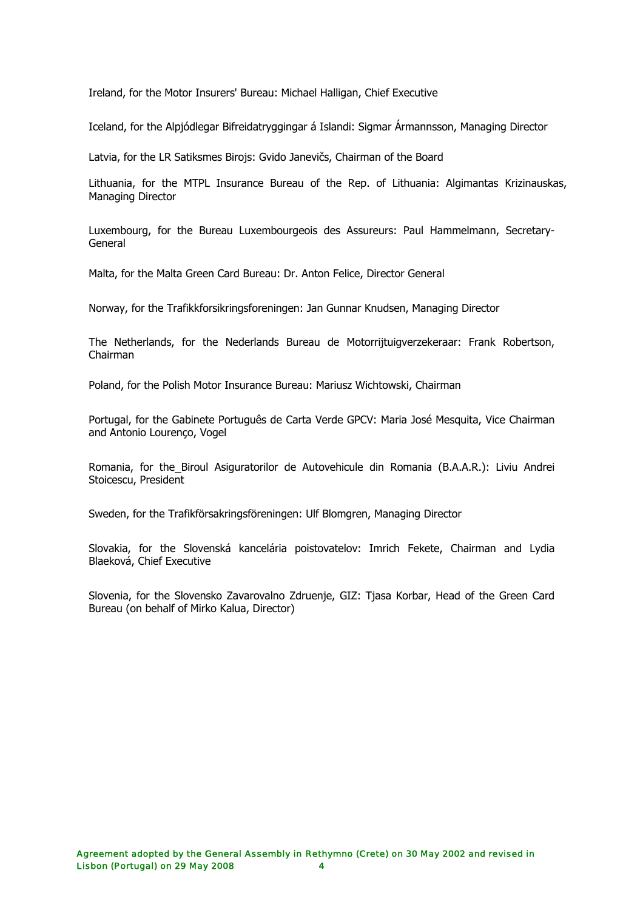Ireland, for the Motor Insurers' Bureau: Michael Halligan, Chief Executive

Iceland, for the Alpjódlegar Bifreidatryggingar á Islandi: Sigmar Ármannsson, Managing Director

Latvia, for the LR Satiksmes Birojs: Gvido Janevičs, Chairman of the Board

Lithuania, for the MTPL Insurance Bureau of the Rep. of Lithuania: Algimantas Krizinauskas, Managing Director

Luxembourg, for the Bureau Luxembourgeois des Assureurs: Paul Hammelmann, Secretary-General

Malta, for the Malta Green Card Bureau: Dr. Anton Felice, Director General

Norway, for the Trafikkforsikringsforeningen: Jan Gunnar Knudsen, Managing Director

The Netherlands, for the Nederlands Bureau de Motorrijtuigverzekeraar: Frank Robertson, Chairman

Poland, for the Polish Motor Insurance Bureau: Mariusz Wichtowski, Chairman

Portugal, for the Gabinete Português de Carta Verde GPCV: Maria José Mesquita, Vice Chairman and Antonio Lourenço, Vogel

Romania, for the_Biroul Asiguratorilor de Autovehicule din Romania (B.A.A.R.): Liviu Andrei Stoicescu, President

Sweden, for the Trafikförsakringsföreningen: Ulf Blomgren, Managing Director

Slovakia, for the Slovenská kancelária poistovatelov: Imrich Fekete, Chairman and Lydia Blaeková, Chief Executive

Slovenia, for the Slovensko Zavarovalno Zdruenje, GIZ: Tjasa Korbar, Head of the Green Card Bureau (on behalf of Mirko Kalua, Director)